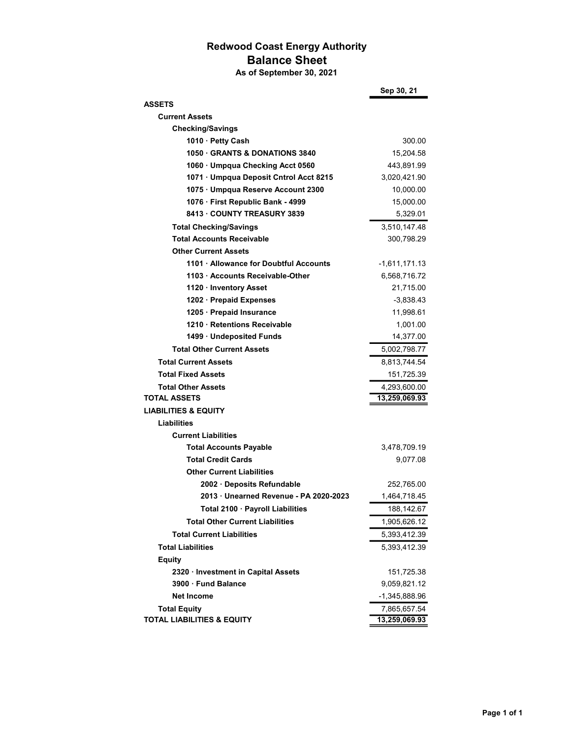# Redwood Coast Energy Authority

## Balance Sheet

**As of September 30, 2021**

| | Sep 30, 21 |
|---|---|
| **ASSETS** | |
| **Current Assets** | |
| **Checking/Savings** | |
| **1010 · Petty Cash** | 300.00 |
| **1050 · GRANTS & DONATIONS 3840** | 15,204.58 |
| **1060 · Umpqua Checking Acct 0560** | 443,891.99 |
| **1071 · Umpqua Deposit Cntrol Acct 8215** | 3,020,421.90 |
| **1075 · Umpqua Reserve Account 2300** | 10,000.00 |
| **1076 · First Republic Bank - 4999** | 15,000.00 |
| **8413 · COUNTY TREASURY 3839** | 5,329.01 |
| **Total Checking/Savings** | 3,510,147.48 |
| **Total Accounts Receivable** | 300,798.29 |
| **Other Current Assets** | |
| **1101 · Allowance for Doubtful Accounts** | -1,611,171.13 |
| **1103 · Accounts Receivable-Other** | 6,568,716.72 |
| **1120 · Inventory Asset** | 21,715.00 |
| **1202 · Prepaid Expenses** | -3,838.43 |
| **1205 · Prepaid Insurance** | 11,998.61 |
| **1210 · Retentions Receivable** | 1,001.00 |
| **1499 · Undeposited Funds** | 14,377.00 |
| **Total Other Current Assets** | 5,002,798.77 |
| **Total Current Assets** | 8,813,744.54 |
| **Total Fixed Assets** | 151,725.39 |
| **Total Other Assets** | 4,293,600.00 |
| **TOTAL ASSETS** | 13,259,069.93 |
| **LIABILITIES & EQUITY** | |
| **Liabilities** | |
| **Current Liabilities** | |
| **Total Accounts Payable** | 3,478,709.19 |
| **Total Credit Cards** | 9,077.08 |
| **Other Current Liabilities** | |
| **2002 · Deposits Refundable** | 252,765.00 |
| **2013 · Unearned Revenue - PA 2020-2023** | 1,464,718.45 |
| **Total 2100 · Payroll Liabilities** | 188,142.67 |
| **Total Other Current Liabilities** | 1,905,626.12 |
| **Total Current Liabilities** | 5,393,412.39 |
| **Total Liabilities** | 5,393,412.39 |
| **Equity** | |
| **2320 · Investment in Capital Assets** | 151,725.38 |
| **3900 · Fund Balance** | 9,059,821.12 |
| **Net Income** | -1,345,888.96 |
| **Total Equity** | 7,865,657.54 |
| **TOTAL LIABILITIES & EQUITY** | 13,259,069.93 |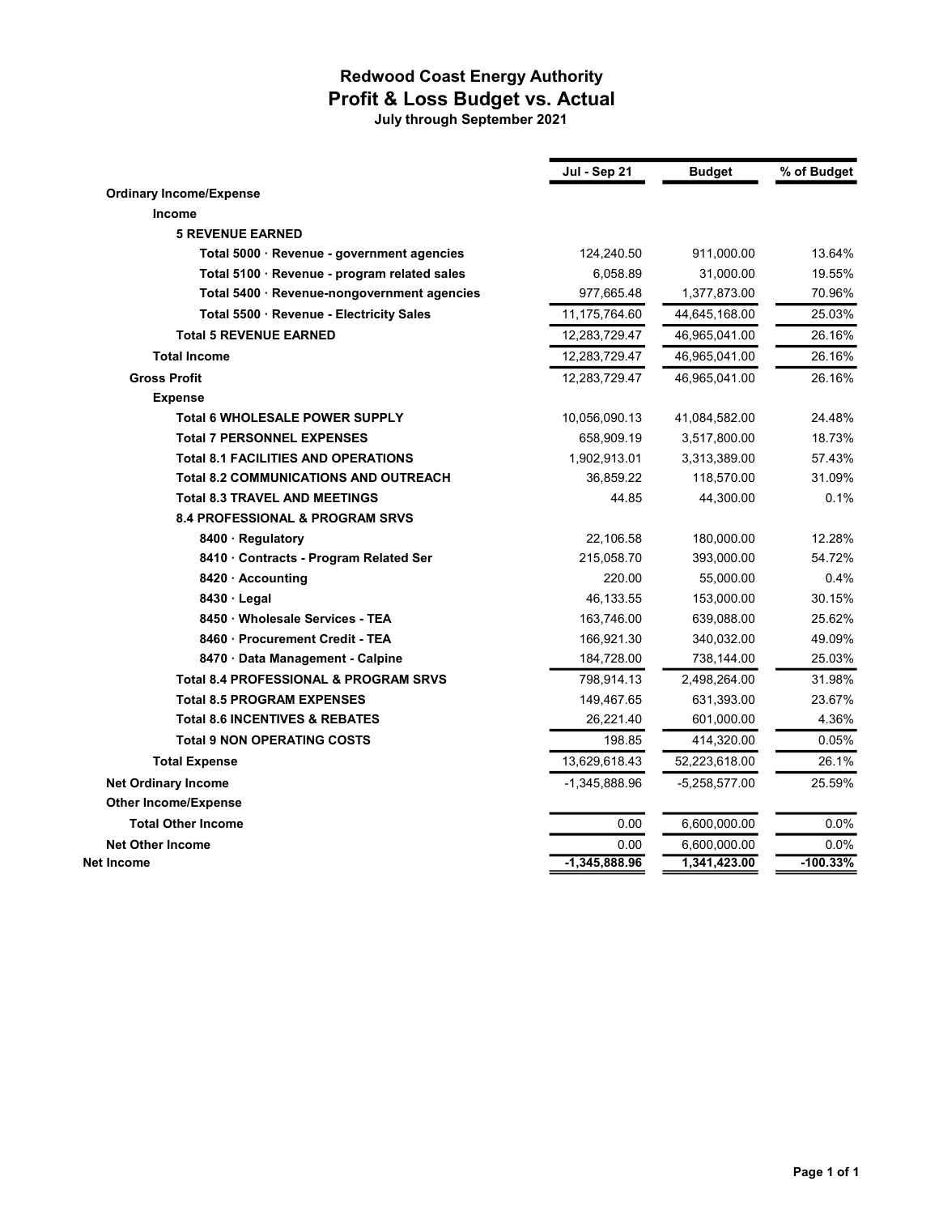# Redwood Coast Energy Authority

## Profit & Loss Budget vs. Actual

### July through September 2021

| | Jul - Sep 21 | Budget | % of Budget |
|---|---|---|---|
| **Ordinary Income/Expense** | | | |
| **Income** | | | |
| **5 REVENUE EARNED** | | | |
| **Total 5000 · Revenue - government agencies** | 124,240.50 | 911,000.00 | 13.64% |
| **Total 5100 · Revenue - program related sales** | 6,058.89 | 31,000.00 | 19.55% |
| **Total 5400 · Revenue-nongovernment agencies** | 977,665.48 | 1,377,873.00 | 70.96% |
| **Total 5500 · Revenue - Electricity Sales** | 11,175,764.60 | 44,645,168.00 | 25.03% |
| **Total 5 REVENUE EARNED** | 12,283,729.47 | 46,965,041.00 | 26.16% |
| **Total Income** | 12,283,729.47 | 46,965,041.00 | 26.16% |
| **Gross Profit** | 12,283,729.47 | 46,965,041.00 | 26.16% |
| **Expense** | | | |
| **Total 6 WHOLESALE POWER SUPPLY** | 10,056,090.13 | 41,084,582.00 | 24.48% |
| **Total 7 PERSONNEL EXPENSES** | 658,909.19 | 3,517,800.00 | 18.73% |
| **Total 8.1 FACILITIES AND OPERATIONS** | 1,902,913.01 | 3,313,389.00 | 57.43% |
| **Total 8.2 COMMUNICATIONS AND OUTREACH** | 36,859.22 | 118,570.00 | 31.09% |
| **Total 8.3 TRAVEL AND MEETINGS** | 44.85 | 44,300.00 | 0.1% |
| **8.4 PROFESSIONAL & PROGRAM SRVS** | | | |
| **8400 · Regulatory** | 22,106.58 | 180,000.00 | 12.28% |
| **8410 · Contracts - Program Related Ser** | 215,058.70 | 393,000.00 | 54.72% |
| **8420 · Accounting** | 220.00 | 55,000.00 | 0.4% |
| **8430 · Legal** | 46,133.55 | 153,000.00 | 30.15% |
| **8450 · Wholesale Services - TEA** | 163,746.00 | 639,088.00 | 25.62% |
| **8460 · Procurement Credit - TEA** | 166,921.30 | 340,032.00 | 49.09% |
| **8470 · Data Management - Calpine** | 184,728.00 | 738,144.00 | 25.03% |
| **Total 8.4 PROFESSIONAL & PROGRAM SRVS** | 798,914.13 | 2,498,264.00 | 31.98% |
| **Total 8.5 PROGRAM EXPENSES** | 149,467.65 | 631,393.00 | 23.67% |
| **Total 8.6 INCENTIVES & REBATES** | 26,221.40 | 601,000.00 | 4.36% |
| **Total 9 NON OPERATING COSTS** | 198.85 | 414,320.00 | 0.05% |
| **Total Expense** | 13,629,618.43 | 52,223,618.00 | 26.1% |
| **Net Ordinary Income** | -1,345,888.96 | -5,258,577.00 | 25.59% |
| **Other Income/Expense** | | | |
| **Total Other Income** | 0.00 | 6,600,000.00 | 0.0% |
| **Net Other Income** | 0.00 | 6,600,000.00 | 0.0% |
| **Net Income** | -1,345,888.96 | 1,341,423.00 | -100.33% |